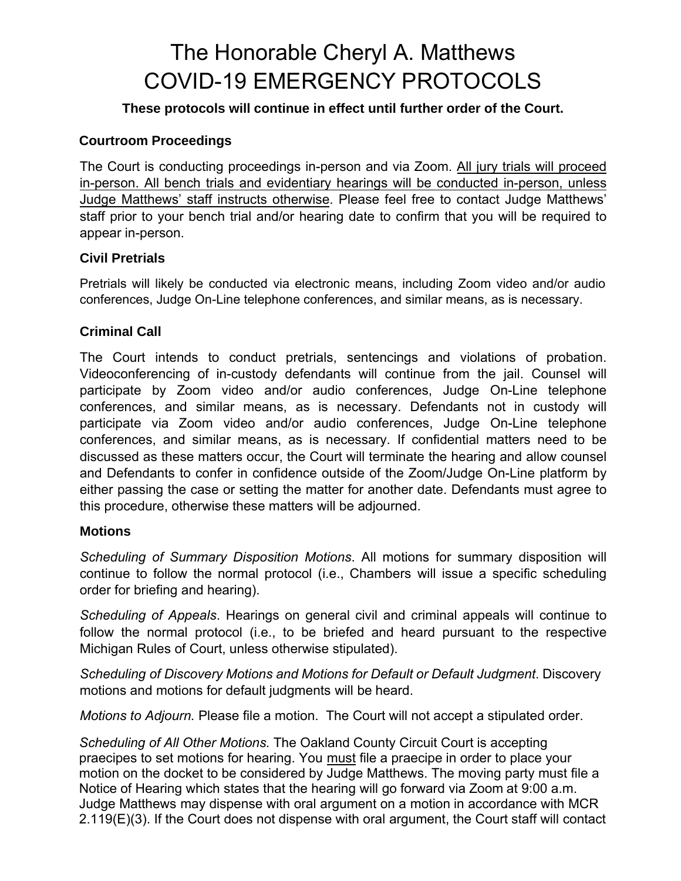# The Honorable Cheryl A. Matthews
# COVID-19 EMERGENCY PROTOCOLS

**These protocols will continue in effect until further order of the Court.**

### Courtroom Proceedings

The Court is conducting proceedings in-person and via Zoom. All jury trials will proceed in-person. All bench trials and evidentiary hearings will be conducted in-person, unless Judge Matthews' staff instructs otherwise. Please feel free to contact Judge Matthews' staff prior to your bench trial and/or hearing date to confirm that you will be required to appear in-person.

### Civil Pretrials

Pretrials will likely be conducted via electronic means, including Zoom video and/or audio conferences, Judge On-Line telephone conferences, and similar means, as is necessary.

### Criminal Call

The Court intends to conduct pretrials, sentencings and violations of probation. Videoconferencing of in-custody defendants will continue from the jail. Counsel will participate by Zoom video and/or audio conferences, Judge On-Line telephone conferences, and similar means, as is necessary. Defendants not in custody will participate via Zoom video and/or audio conferences, Judge On-Line telephone conferences, and similar means, as is necessary. If confidential matters need to be discussed as these matters occur, the Court will terminate the hearing and allow counsel and Defendants to confer in confidence outside of the Zoom/Judge On-Line platform by either passing the case or setting the matter for another date. Defendants must agree to this procedure, otherwise these matters will be adjourned.

### Motions

*Scheduling of Summary Disposition Motions*. All motions for summary disposition will continue to follow the normal protocol (i.e., Chambers will issue a specific scheduling order for briefing and hearing).

*Scheduling of Appeals*. Hearings on general civil and criminal appeals will continue to follow the normal protocol (i.e., to be briefed and heard pursuant to the respective Michigan Rules of Court, unless otherwise stipulated).

*Scheduling of Discovery Motions and Motions for Default or Default Judgment*. Discovery motions and motions for default judgments will be heard.

*Motions to Adjourn.* Please file a motion. The Court will not accept a stipulated order.

*Scheduling of All Other Motions.* The Oakland County Circuit Court is accepting praecipes to set motions for hearing. You must file a praecipe in order to place your motion on the docket to be considered by Judge Matthews. The moving party must file a Notice of Hearing which states that the hearing will go forward via Zoom at 9:00 a.m. Judge Matthews may dispense with oral argument on a motion in accordance with MCR 2.119(E)(3). If the Court does not dispense with oral argument, the Court staff will contact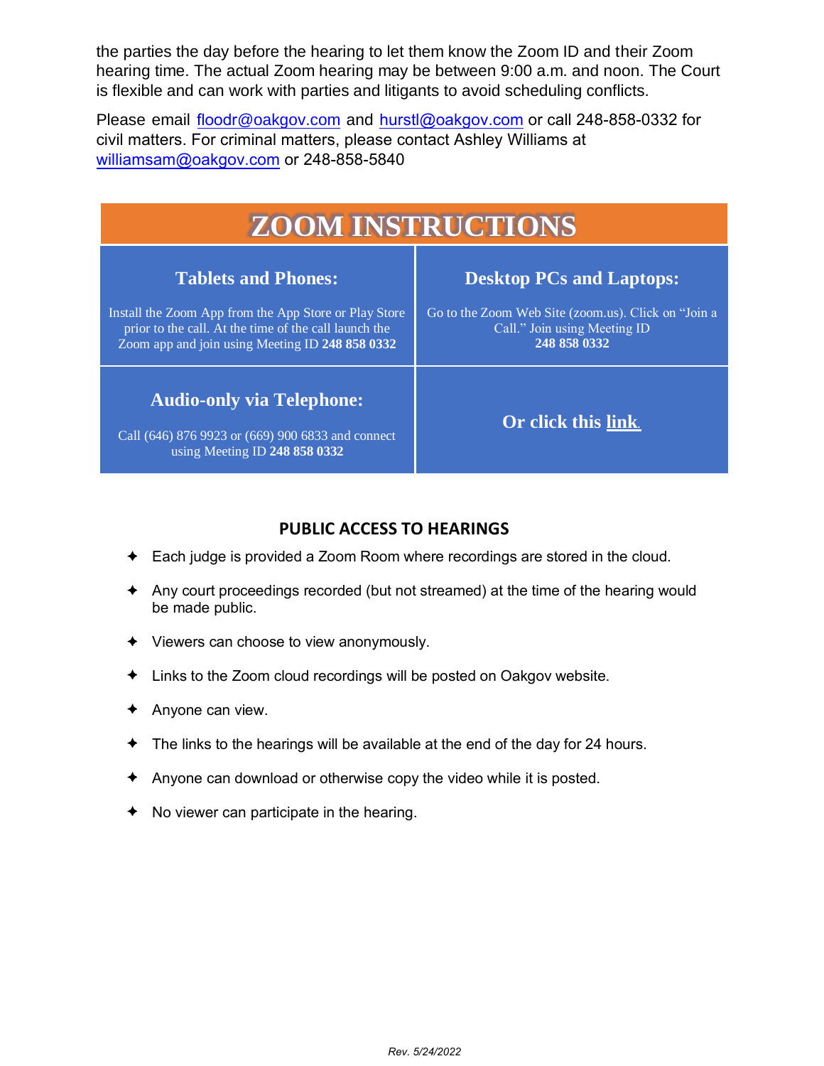the parties the day before the hearing to let them know the Zoom ID and their Zoom hearing time. The actual Zoom hearing may be between 9:00 a.m. and noon. The Court is flexible and can work with parties and litigants to avoid scheduling conflicts.

Please email floodr@oakgov.com and hurstl@oakgov.com or call 248-858-0332 for civil matters. For criminal matters, please contact Ashley Williams at williamsam@oakgov.com or 248-858-5840

# ZOOM INSTRUCTIONS

| | |
|---|---|
| **Tablets and Phones:**<br><br>Install the Zoom App from the App Store or Play Store prior to the call. At the time of the call launch the Zoom app and join using Meeting ID **248 858 0332** | **Desktop PCs and Laptops:**<br><br>Go to the Zoom Web Site (zoom.us). Click on "Join a Call." Join using Meeting ID **248 858 0332** |
| **Audio-only via Telephone:**<br><br>Call (646) 876 9923 or (669) 900 6833 and connect using Meeting ID **248 858 0332** | **Or click this link** |

## PUBLIC ACCESS TO HEARINGS

- Each judge is provided a Zoom Room where recordings are stored in the cloud.
- Any court proceedings recorded (but not streamed) at the time of the hearing would be made public.
- Viewers can choose to view anonymously.
- Links to the Zoom cloud recordings will be posted on Oakgov website.
- Anyone can view.
- The links to the hearings will be available at the end of the day for 24 hours.
- Anyone can download or otherwise copy the video while it is posted.
- No viewer can participate in the hearing.

*Rev. 5/24/2022*